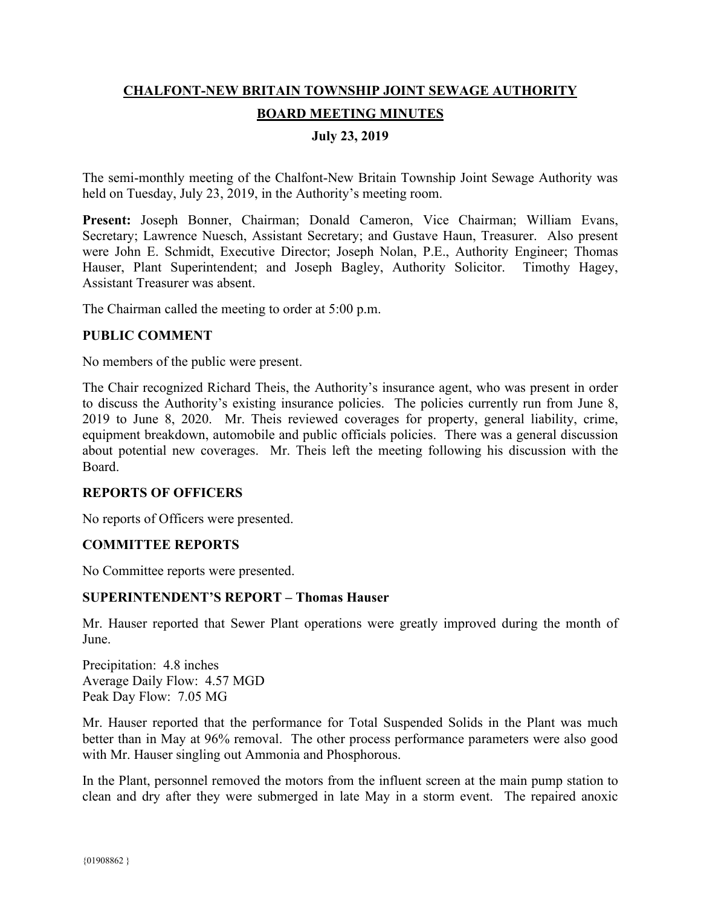# CHALFONT-NEW BRITAIN TOWNSHIP JOINT SEWAGE AUTHORITY

## BOARD MEETING MINUTES

### July 23, 2019

The semi-monthly meeting of the Chalfont-New Britain Township Joint Sewage Authority was held on Tuesday, July 23, 2019, in the Authority's meeting room.

**Present:** Joseph Bonner, Chairman; Donald Cameron, Vice Chairman; William Evans, Secretary; Lawrence Nuesch, Assistant Secretary; and Gustave Haun, Treasurer. Also present were John E. Schmidt, Executive Director; Joseph Nolan, P.E., Authority Engineer; Thomas Hauser, Plant Superintendent; and Joseph Bagley, Authority Solicitor. Timothy Hagey, Assistant Treasurer was absent.

The Chairman called the meeting to order at 5:00 p.m.

**PUBLIC COMMENT**

No members of the public were present.

The Chair recognized Richard Theis, the Authority's insurance agent, who was present in order to discuss the Authority's existing insurance policies. The policies currently run from June 8, 2019 to June 8, 2020. Mr. Theis reviewed coverages for property, general liability, crime, equipment breakdown, automobile and public officials policies. There was a general discussion about potential new coverages. Mr. Theis left the meeting following his discussion with the Board.

**REPORTS OF OFFICERS**

No reports of Officers were presented.

**COMMITTEE REPORTS**

No Committee reports were presented.

**SUPERINTENDENT'S REPORT – Thomas Hauser**

Mr. Hauser reported that Sewer Plant operations were greatly improved during the month of June.

Precipitation: 4.8 inches
Average Daily Flow: 4.57 MGD
Peak Day Flow: 7.05 MG

Mr. Hauser reported that the performance for Total Suspended Solids in the Plant was much better than in May at 96% removal. The other process performance parameters were also good with Mr. Hauser singling out Ammonia and Phosphorous.

In the Plant, personnel removed the motors from the influent screen at the main pump station to clean and dry after they were submerged in late May in a storm event. The repaired anoxic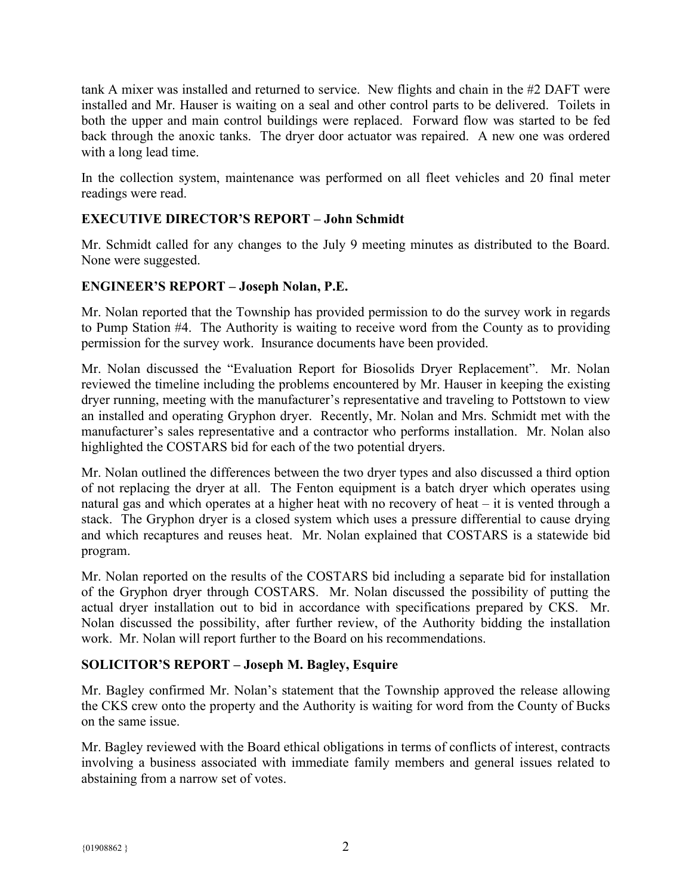tank A mixer was installed and returned to service. New flights and chain in the #2 DAFT were installed and Mr. Hauser is waiting on a seal and other control parts to be delivered. Toilets in both the upper and main control buildings were replaced. Forward flow was started to be fed back through the anoxic tanks. The dryer door actuator was repaired. A new one was ordered with a long lead time.

In the collection system, maintenance was performed on all fleet vehicles and 20 final meter readings were read.

## EXECUTIVE DIRECTOR'S REPORT – John Schmidt

Mr. Schmidt called for any changes to the July 9 meeting minutes as distributed to the Board. None were suggested.

## ENGINEER'S REPORT – Joseph Nolan, P.E.

Mr. Nolan reported that the Township has provided permission to do the survey work in regards to Pump Station #4. The Authority is waiting to receive word from the County as to providing permission for the survey work. Insurance documents have been provided.

Mr. Nolan discussed the "Evaluation Report for Biosolids Dryer Replacement". Mr. Nolan reviewed the timeline including the problems encountered by Mr. Hauser in keeping the existing dryer running, meeting with the manufacturer's representative and traveling to Pottstown to view an installed and operating Gryphon dryer. Recently, Mr. Nolan and Mrs. Schmidt met with the manufacturer's sales representative and a contractor who performs installation. Mr. Nolan also highlighted the COSTARS bid for each of the two potential dryers.

Mr. Nolan outlined the differences between the two dryer types and also discussed a third option of not replacing the dryer at all. The Fenton equipment is a batch dryer which operates using natural gas and which operates at a higher heat with no recovery of heat – it is vented through a stack. The Gryphon dryer is a closed system which uses a pressure differential to cause drying and which recaptures and reuses heat. Mr. Nolan explained that COSTARS is a statewide bid program.

Mr. Nolan reported on the results of the COSTARS bid including a separate bid for installation of the Gryphon dryer through COSTARS. Mr. Nolan discussed the possibility of putting the actual dryer installation out to bid in accordance with specifications prepared by CKS. Mr. Nolan discussed the possibility, after further review, of the Authority bidding the installation work. Mr. Nolan will report further to the Board on his recommendations.

## SOLICITOR'S REPORT – Joseph M. Bagley, Esquire

Mr. Bagley confirmed Mr. Nolan's statement that the Township approved the release allowing the CKS crew onto the property and the Authority is waiting for word from the County of Bucks on the same issue.

Mr. Bagley reviewed with the Board ethical obligations in terms of conflicts of interest, contracts involving a business associated with immediate family members and general issues related to abstaining from a narrow set of votes.

{01908862 }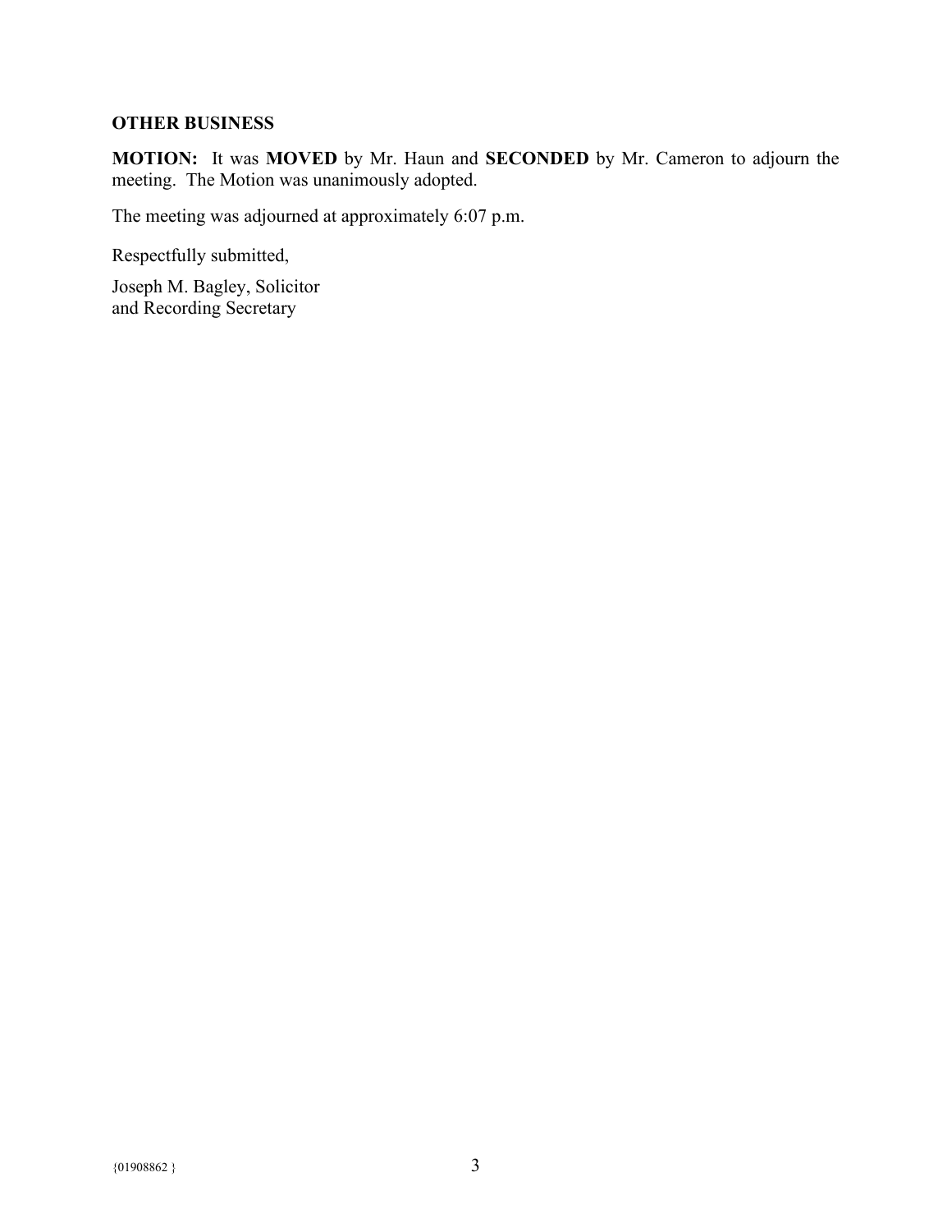**OTHER BUSINESS**

**MOTION:** It was **MOVED** by Mr. Haun and **SECONDED** by Mr. Cameron to adjourn the meeting. The Motion was unanimously adopted.

The meeting was adjourned at approximately 6:07 p.m.

Respectfully submitted,

Joseph M. Bagley, Solicitor
and Recording Secretary

{01908862 }